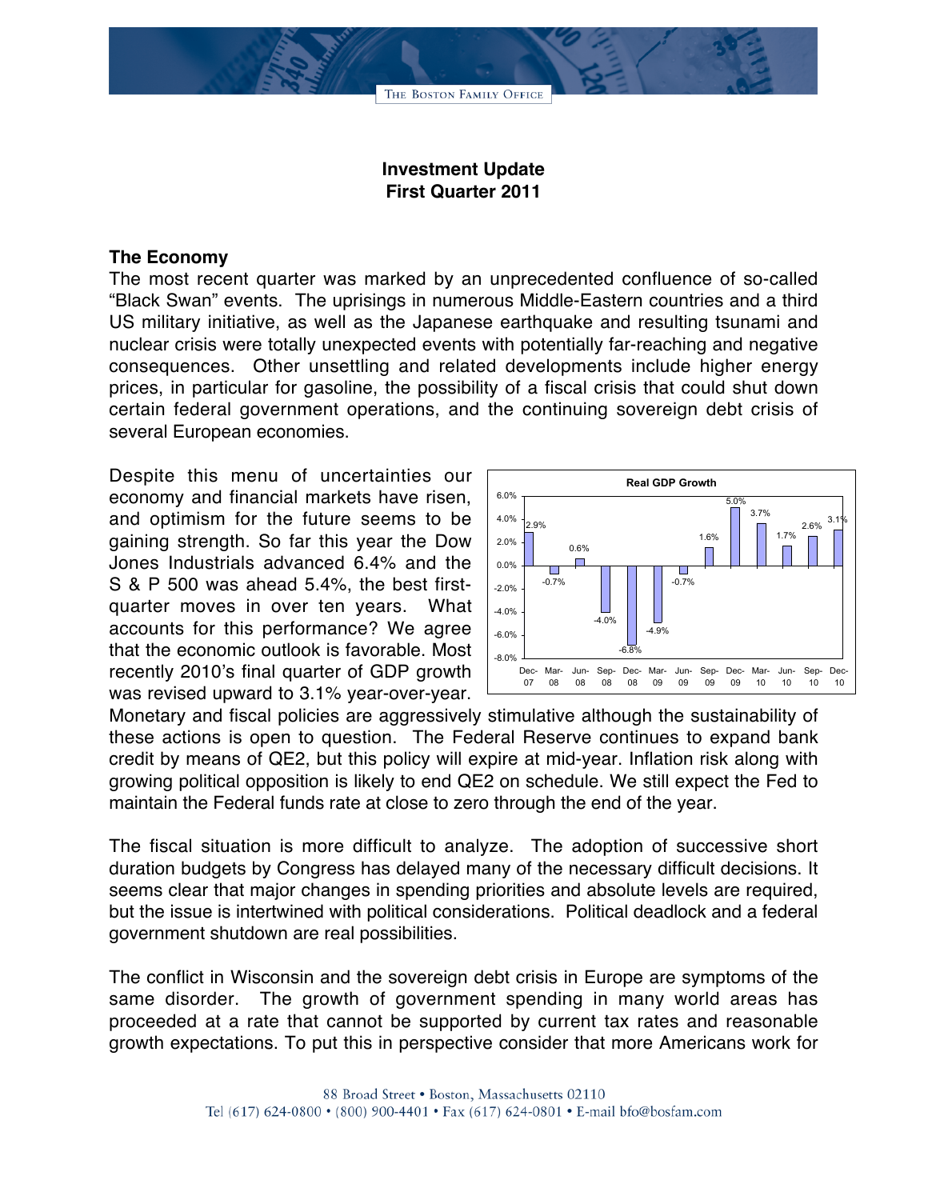# Investment Update
## First Quarter 2011

### The Economy

The most recent quarter was marked by an unprecedented confluence of so-called "Black Swan" events. The uprisings in numerous Middle-Eastern countries and a third US military initiative, as well as the Japanese earthquake and resulting tsunami and nuclear crisis were totally unexpected events with potentially far-reaching and negative consequences. Other unsettling and related developments include higher energy prices, in particular for gasoline, the possibility of a fiscal crisis that could shut down certain federal government operations, and the continuing sovereign debt crisis of several European economies.

Despite this menu of uncertainties our economy and financial markets have risen, and optimism for the future seems to be gaining strength. So far this year the Dow Jones Industrials advanced 6.4% and the S & P 500 was ahead 5.4%, the best first-quarter moves in over ten years. What accounts for this performance? We agree that the economic outlook is favorable. Most recently 2010's final quarter of GDP growth was revised upward to 3.1% year-over-year.

**Real GDP Growth**

| Dec-07 | Mar-08 | Jun-08 | Sep-08 | Dec-08 | Mar-09 | Jun-09 | Sep-09 | Dec-09 | Mar-10 | Jun-10 | Sep-10 | Dec-10 |
|---|---|---|---|---|---|---|---|---|---|---|---|---|
| 2.9% | -0.7% | 0.6% | -4.0% | -6.8% | -4.9% | -0.7% | 1.6% | 5.0% | 3.7% | 1.7% | 2.6% | 3.1% |

Monetary and fiscal policies are aggressively stimulative although the sustainability of these actions is open to question. The Federal Reserve continues to expand bank credit by means of QE2, but this policy will expire at mid-year. Inflation risk along with growing political opposition is likely to end QE2 on schedule. We still expect the Fed to maintain the Federal funds rate at close to zero through the end of the year.

The fiscal situation is more difficult to analyze. The adoption of successive short duration budgets by Congress has delayed many of the necessary difficult decisions. It seems clear that major changes in spending priorities and absolute levels are required, but the issue is intertwined with political considerations. Political deadlock and a federal government shutdown are real possibilities.

The conflict in Wisconsin and the sovereign debt crisis in Europe are symptoms of the same disorder. The growth of government spending in many world areas has proceeded at a rate that cannot be supported by current tax rates and reasonable growth expectations. To put this in perspective consider that more Americans work for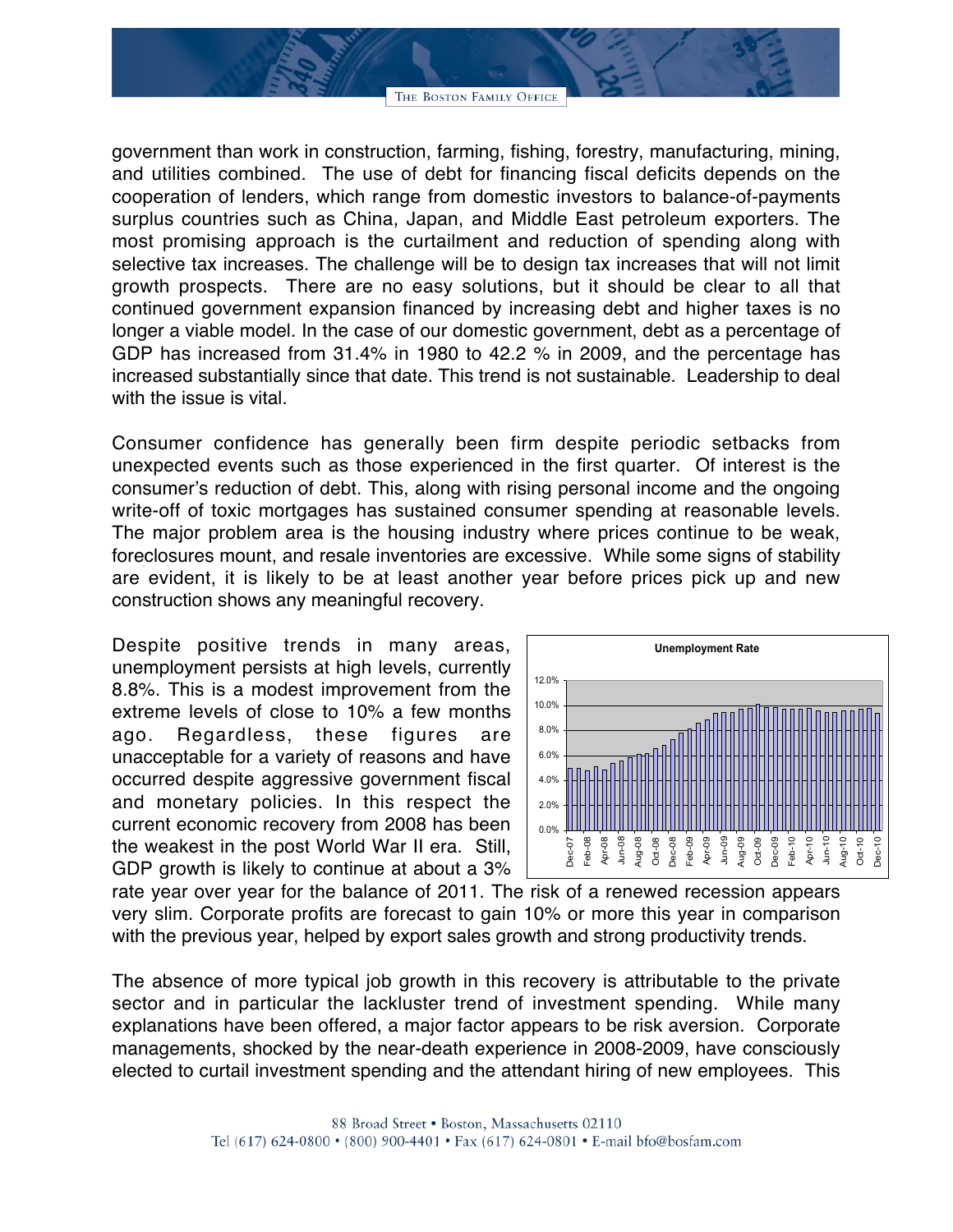government than work in construction, farming, fishing, forestry, manufacturing, mining, and utilities combined. The use of debt for financing fiscal deficits depends on the cooperation of lenders, which range from domestic investors to balance-of-payments surplus countries such as China, Japan, and Middle East petroleum exporters. The most promising approach is the curtailment and reduction of spending along with selective tax increases. The challenge will be to design tax increases that will not limit growth prospects. There are no easy solutions, but it should be clear to all that continued government expansion financed by increasing debt and higher taxes is no longer a viable model. In the case of our domestic government, debt as a percentage of GDP has increased from 31.4% in 1980 to 42.2 % in 2009, and the percentage has increased substantially since that date. This trend is not sustainable. Leadership to deal with the issue is vital.

Consumer confidence has generally been firm despite periodic setbacks from unexpected events such as those experienced in the first quarter. Of interest is the consumer's reduction of debt. This, along with rising personal income and the ongoing write-off of toxic mortgages has sustained consumer spending at reasonable levels. The major problem area is the housing industry where prices continue to be weak, foreclosures mount, and resale inventories are excessive. While some signs of stability are evident, it is likely to be at least another year before prices pick up and new construction shows any meaningful recovery.

Despite positive trends in many areas, unemployment persists at high levels, currently 8.8%. This is a modest improvement from the extreme levels of close to 10% a few months ago. Regardless, these figures are unacceptable for a variety of reasons and have occurred despite aggressive government fiscal and monetary policies. In this respect the current economic recovery from 2008 has been the weakest in the post World War II era. Still, GDP growth is likely to continue at about a 3% rate year over year for the balance of 2011. The risk of a renewed recession appears very slim. Corporate profits are forecast to gain 10% or more this year in comparison with the previous year, helped by export sales growth and strong productivity trends.

The absence of more typical job growth in this recovery is attributable to the private sector and in particular the lackluster trend of investment spending. While many explanations have been offered, a major factor appears to be risk aversion. Corporate managements, shocked by the near-death experience in 2008-2009, have consciously elected to curtail investment spending and the attendant hiring of new employees. This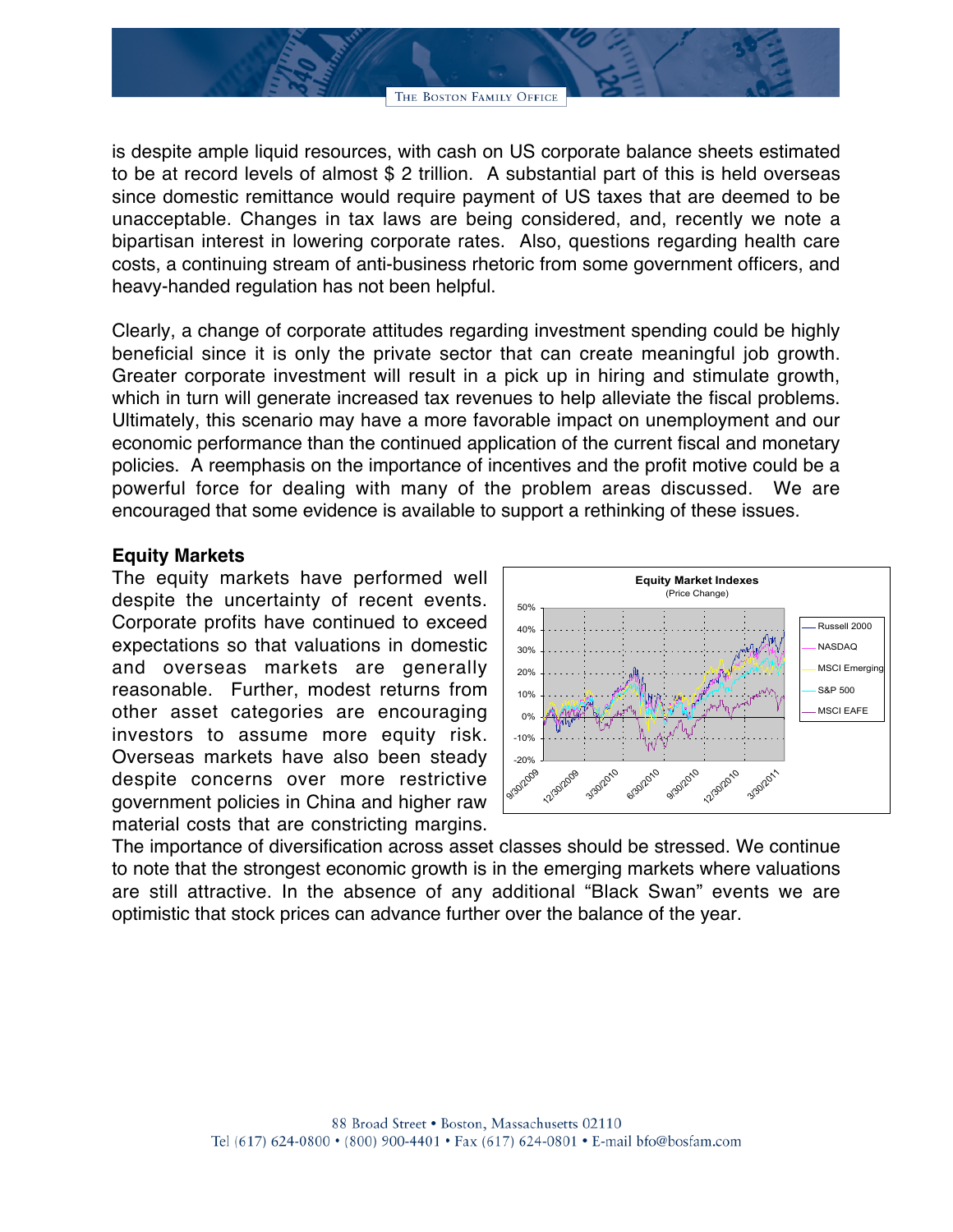is despite ample liquid resources, with cash on US corporate balance sheets estimated to be at record levels of almost $ 2 trillion. A substantial part of this is held overseas since domestic remittance would require payment of US taxes that are deemed to be unacceptable. Changes in tax laws are being considered, and, recently we note a bipartisan interest in lowering corporate rates. Also, questions regarding health care costs, a continuing stream of anti-business rhetoric from some government officers, and heavy-handed regulation has not been helpful.

Clearly, a change of corporate attitudes regarding investment spending could be highly beneficial since it is only the private sector that can create meaningful job growth. Greater corporate investment will result in a pick up in hiring and stimulate growth, which in turn will generate increased tax revenues to help alleviate the fiscal problems. Ultimately, this scenario may have a more favorable impact on unemployment and our economic performance than the continued application of the current fiscal and monetary policies. A reemphasis on the importance of incentives and the profit motive could be a powerful force for dealing with many of the problem areas discussed. We are encouraged that some evidence is available to support a rethinking of these issues.

### Equity Markets

The equity markets have performed well despite the uncertainty of recent events. Corporate profits have continued to exceed expectations so that valuations in domestic and overseas markets are generally reasonable. Further, modest returns from other asset categories are encouraging investors to assume more equity risk. Overseas markets have also been steady despite concerns over more restrictive government policies in China and higher raw material costs that are constricting margins. The importance of diversification across asset classes should be stressed. We continue to note that the strongest economic growth is in the emerging markets where valuations are still attractive. In the absence of any additional "Black Swan" events we are optimistic that stock prices can advance further over the balance of the year.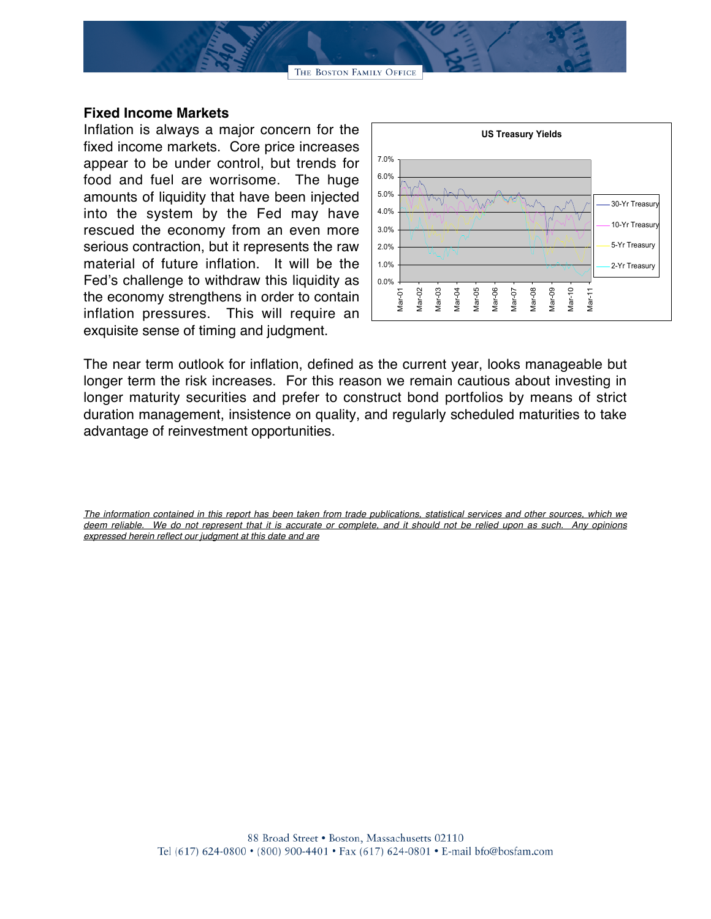## Fixed Income Markets

Inflation is always a major concern for the fixed income markets. Core price increases appear to be under control, but trends for food and fuel are worrisome. The huge amounts of liquidity that have been injected into the system by the Fed may have rescued the economy from an even more serious contraction, but it represents the raw material of future inflation. It will be the Fed's challenge to withdraw this liquidity as the economy strengthens in order to contain inflation pressures. This will require an exquisite sense of timing and judgment.

US Treasury Yields

7.0%
6.0%
5.0%
4.0%
3.0%
2.0%
1.0%
0.0%

Mar-01
Mar-02
Mar-03
Mar-04
Mar-05
Mar-06
Mar-07
Mar-08
Mar-09
Mar-10
Mar-11

30-Yr Treasury
10-Yr Treasury
5-Yr Treasury
2-Yr Treasury

The near term outlook for inflation, defined as the current year, looks manageable but longer term the risk increases. For this reason we remain cautious about investing in longer maturity securities and prefer to construct bond portfolios by means of strict duration management, insistence on quality, and regularly scheduled maturities to take advantage of reinvestment opportunities.

*The information contained in this report has been taken from trade publications, statistical services and other sources, which we deem reliable. We do not represent that it is accurate or complete, and it should not be relied upon as such. Any opinions expressed herein reflect our judgment at this date and are*